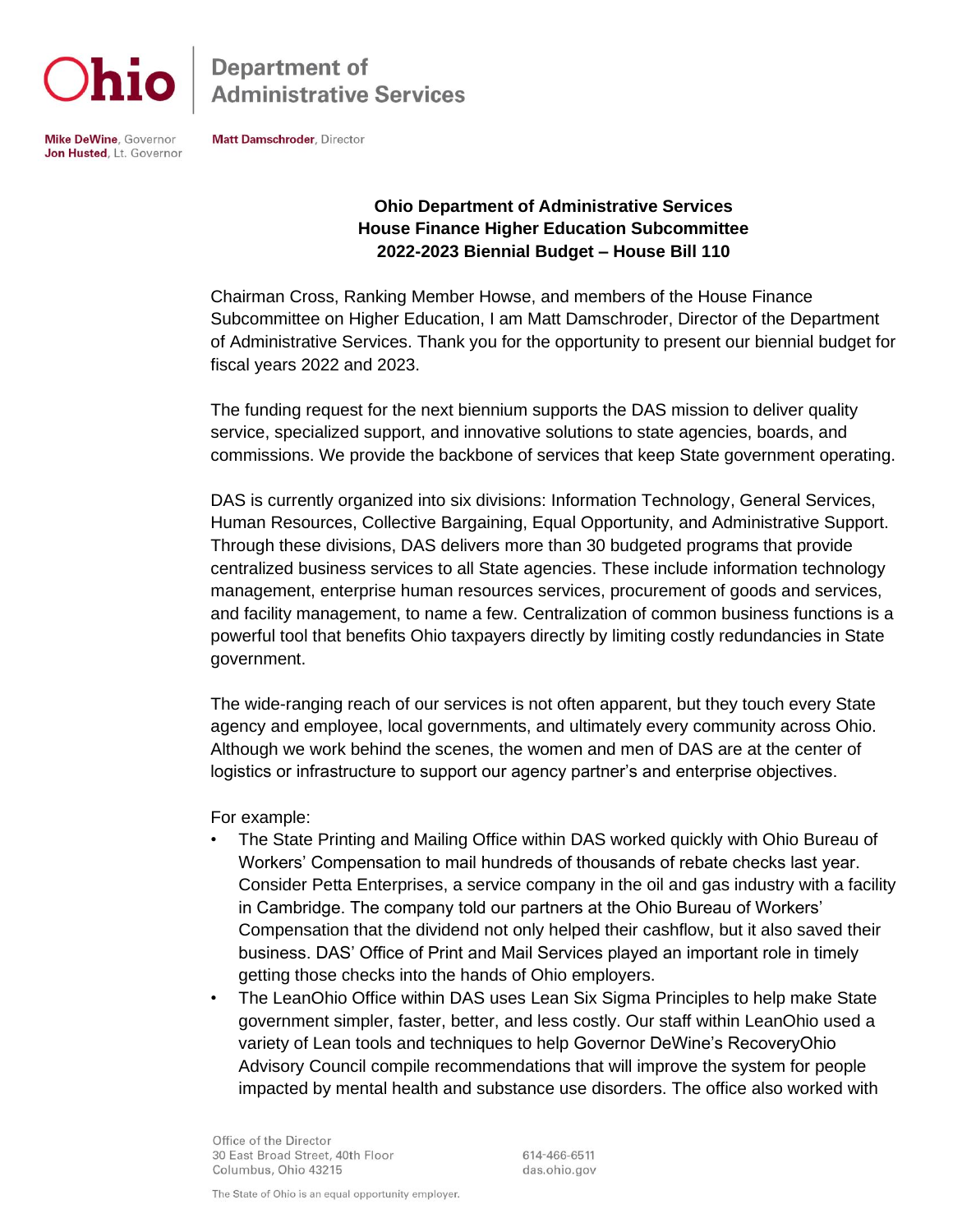Ohio | Department of Administrative Services

**Mike DeWine**, Governor
**Jon Husted**, Lt. Governor

**Matt Damschroder**, Director

**Ohio Department of Administrative Services**
**House Finance Higher Education Subcommittee**
**2022-2023 Biennial Budget – House Bill 110**

Chairman Cross, Ranking Member Howse, and members of the House Finance Subcommittee on Higher Education, I am Matt Damschroder, Director of the Department of Administrative Services. Thank you for the opportunity to present our biennial budget for fiscal years 2022 and 2023.

The funding request for the next biennium supports the DAS mission to deliver quality service, specialized support, and innovative solutions to state agencies, boards, and commissions. We provide the backbone of services that keep State government operating.

DAS is currently organized into six divisions: Information Technology, General Services, Human Resources, Collective Bargaining, Equal Opportunity, and Administrative Support. Through these divisions, DAS delivers more than 30 budgeted programs that provide centralized business services to all State agencies. These include information technology management, enterprise human resources services, procurement of goods and services, and facility management, to name a few. Centralization of common business functions is a powerful tool that benefits Ohio taxpayers directly by limiting costly redundancies in State government.

The wide-ranging reach of our services is not often apparent, but they touch every State agency and employee, local governments, and ultimately every community across Ohio. Although we work behind the scenes, the women and men of DAS are at the center of logistics or infrastructure to support our agency partner's and enterprise objectives.

For example:

- The State Printing and Mailing Office within DAS worked quickly with Ohio Bureau of Workers' Compensation to mail hundreds of thousands of rebate checks last year. Consider Petta Enterprises, a service company in the oil and gas industry with a facility in Cambridge. The company told our partners at the Ohio Bureau of Workers' Compensation that the dividend not only helped their cashflow, but it also saved their business. DAS' Office of Print and Mail Services played an important role in timely getting those checks into the hands of Ohio employers.
- The LeanOhio Office within DAS uses Lean Six Sigma Principles to help make State government simpler, faster, better, and less costly. Our staff within LeanOhio used a variety of Lean tools and techniques to help Governor DeWine's RecoveryOhio Advisory Council compile recommendations that will improve the system for people impacted by mental health and substance use disorders. The office also worked with

Office of the Director
30 East Broad Street, 40th Floor
Columbus, Ohio 43215

614-466-6511
das.ohio.gov

The State of Ohio is an equal opportunity employer.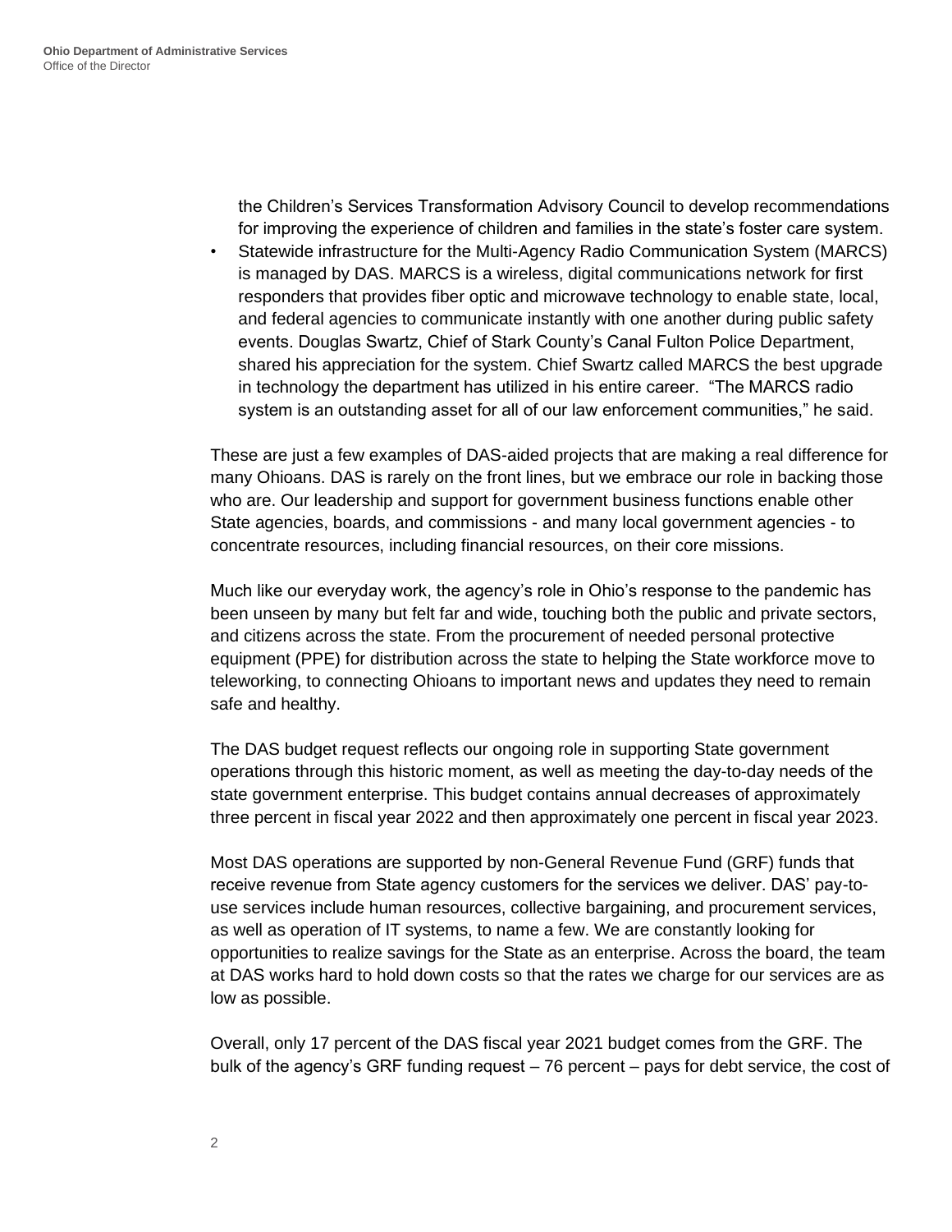the Children's Services Transformation Advisory Council to develop recommendations for improving the experience of children and families in the state's foster care system.

- Statewide infrastructure for the Multi-Agency Radio Communication System (MARCS) is managed by DAS. MARCS is a wireless, digital communications network for first responders that provides fiber optic and microwave technology to enable state, local, and federal agencies to communicate instantly with one another during public safety events. Douglas Swartz, Chief of Stark County's Canal Fulton Police Department, shared his appreciation for the system. Chief Swartz called MARCS the best upgrade in technology the department has utilized in his entire career. "The MARCS radio system is an outstanding asset for all of our law enforcement communities," he said.

These are just a few examples of DAS-aided projects that are making a real difference for many Ohioans. DAS is rarely on the front lines, but we embrace our role in backing those who are. Our leadership and support for government business functions enable other State agencies, boards, and commissions - and many local government agencies - to concentrate resources, including financial resources, on their core missions.

Much like our everyday work, the agency's role in Ohio's response to the pandemic has been unseen by many but felt far and wide, touching both the public and private sectors, and citizens across the state. From the procurement of needed personal protective equipment (PPE) for distribution across the state to helping the State workforce move to teleworking, to connecting Ohioans to important news and updates they need to remain safe and healthy.

The DAS budget request reflects our ongoing role in supporting State government operations through this historic moment, as well as meeting the day-to-day needs of the state government enterprise. This budget contains annual decreases of approximately three percent in fiscal year 2022 and then approximately one percent in fiscal year 2023.

Most DAS operations are supported by non-General Revenue Fund (GRF) funds that receive revenue from State agency customers for the services we deliver. DAS' pay-to-use services include human resources, collective bargaining, and procurement services, as well as operation of IT systems, to name a few. We are constantly looking for opportunities to realize savings for the State as an enterprise. Across the board, the team at DAS works hard to hold down costs so that the rates we charge for our services are as low as possible.

Overall, only 17 percent of the DAS fiscal year 2021 budget comes from the GRF. The bulk of the agency's GRF funding request – 76 percent – pays for debt service, the cost of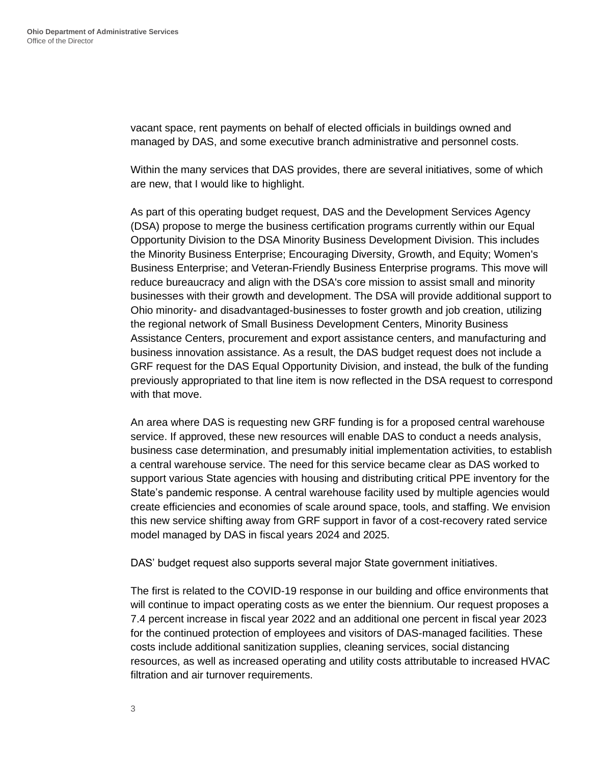vacant space, rent payments on behalf of elected officials in buildings owned and managed by DAS, and some executive branch administrative and personnel costs.

Within the many services that DAS provides, there are several initiatives, some of which are new, that I would like to highlight.

As part of this operating budget request, DAS and the Development Services Agency (DSA) propose to merge the business certification programs currently within our Equal Opportunity Division to the DSA Minority Business Development Division. This includes the Minority Business Enterprise; Encouraging Diversity, Growth, and Equity; Women's Business Enterprise; and Veteran-Friendly Business Enterprise programs. This move will reduce bureaucracy and align with the DSA's core mission to assist small and minority businesses with their growth and development. The DSA will provide additional support to Ohio minority- and disadvantaged-businesses to foster growth and job creation, utilizing the regional network of Small Business Development Centers, Minority Business Assistance Centers, procurement and export assistance centers, and manufacturing and business innovation assistance. As a result, the DAS budget request does not include a GRF request for the DAS Equal Opportunity Division, and instead, the bulk of the funding previously appropriated to that line item is now reflected in the DSA request to correspond with that move.

An area where DAS is requesting new GRF funding is for a proposed central warehouse service. If approved, these new resources will enable DAS to conduct a needs analysis, business case determination, and presumably initial implementation activities, to establish a central warehouse service. The need for this service became clear as DAS worked to support various State agencies with housing and distributing critical PPE inventory for the State's pandemic response. A central warehouse facility used by multiple agencies would create efficiencies and economies of scale around space, tools, and staffing. We envision this new service shifting away from GRF support in favor of a cost-recovery rated service model managed by DAS in fiscal years 2024 and 2025.

DAS' budget request also supports several major State government initiatives.

The first is related to the COVID-19 response in our building and office environments that will continue to impact operating costs as we enter the biennium. Our request proposes a 7.4 percent increase in fiscal year 2022 and an additional one percent in fiscal year 2023 for the continued protection of employees and visitors of DAS-managed facilities. These costs include additional sanitization supplies, cleaning services, social distancing resources, as well as increased operating and utility costs attributable to increased HVAC filtration and air turnover requirements.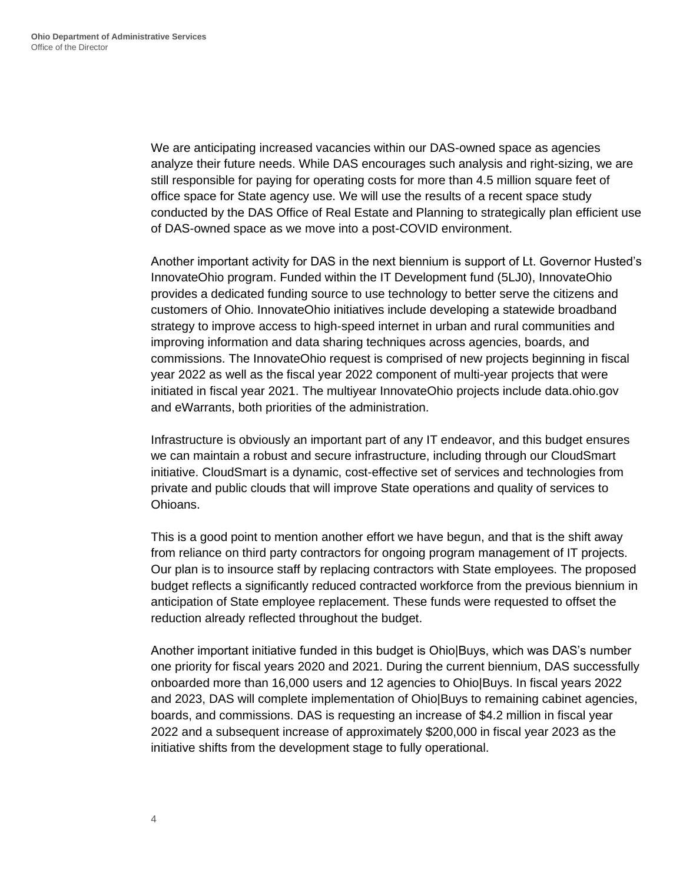We are anticipating increased vacancies within our DAS-owned space as agencies analyze their future needs. While DAS encourages such analysis and right-sizing, we are still responsible for paying for operating costs for more than 4.5 million square feet of office space for State agency use. We will use the results of a recent space study conducted by the DAS Office of Real Estate and Planning to strategically plan efficient use of DAS-owned space as we move into a post-COVID environment.

Another important activity for DAS in the next biennium is support of Lt. Governor Husted's InnovateOhio program. Funded within the IT Development fund (5LJ0), InnovateOhio provides a dedicated funding source to use technology to better serve the citizens and customers of Ohio. InnovateOhio initiatives include developing a statewide broadband strategy to improve access to high-speed internet in urban and rural communities and improving information and data sharing techniques across agencies, boards, and commissions. The InnovateOhio request is comprised of new projects beginning in fiscal year 2022 as well as the fiscal year 2022 component of multi-year projects that were initiated in fiscal year 2021. The multiyear InnovateOhio projects include data.ohio.gov and eWarrants, both priorities of the administration.

Infrastructure is obviously an important part of any IT endeavor, and this budget ensures we can maintain a robust and secure infrastructure, including through our CloudSmart initiative. CloudSmart is a dynamic, cost-effective set of services and technologies from private and public clouds that will improve State operations and quality of services to Ohioans.

This is a good point to mention another effort we have begun, and that is the shift away from reliance on third party contractors for ongoing program management of IT projects. Our plan is to insource staff by replacing contractors with State employees. The proposed budget reflects a significantly reduced contracted workforce from the previous biennium in anticipation of State employee replacement. These funds were requested to offset the reduction already reflected throughout the budget.

Another important initiative funded in this budget is Ohio|Buys, which was DAS's number one priority for fiscal years 2020 and 2021. During the current biennium, DAS successfully onboarded more than 16,000 users and 12 agencies to Ohio|Buys. In fiscal years 2022 and 2023, DAS will complete implementation of Ohio|Buys to remaining cabinet agencies, boards, and commissions. DAS is requesting an increase of $4.2 million in fiscal year 2022 and a subsequent increase of approximately $200,000 in fiscal year 2023 as the initiative shifts from the development stage to fully operational.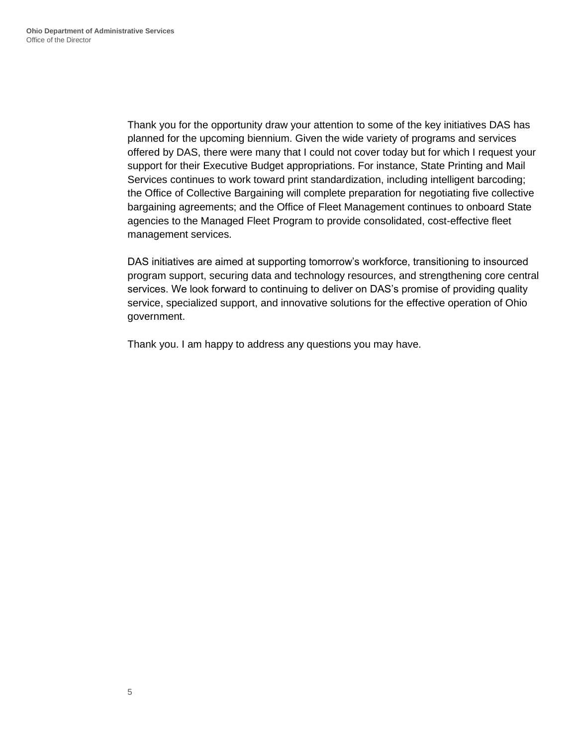Thank you for the opportunity draw your attention to some of the key initiatives DAS has planned for the upcoming biennium. Given the wide variety of programs and services offered by DAS, there were many that I could not cover today but for which I request your support for their Executive Budget appropriations. For instance, State Printing and Mail Services continues to work toward print standardization, including intelligent barcoding; the Office of Collective Bargaining will complete preparation for negotiating five collective bargaining agreements; and the Office of Fleet Management continues to onboard State agencies to the Managed Fleet Program to provide consolidated, cost-effective fleet management services.

DAS initiatives are aimed at supporting tomorrow's workforce, transitioning to insourced program support, securing data and technology resources, and strengthening core central services. We look forward to continuing to deliver on DAS's promise of providing quality service, specialized support, and innovative solutions for the effective operation of Ohio government.

Thank you. I am happy to address any questions you may have.